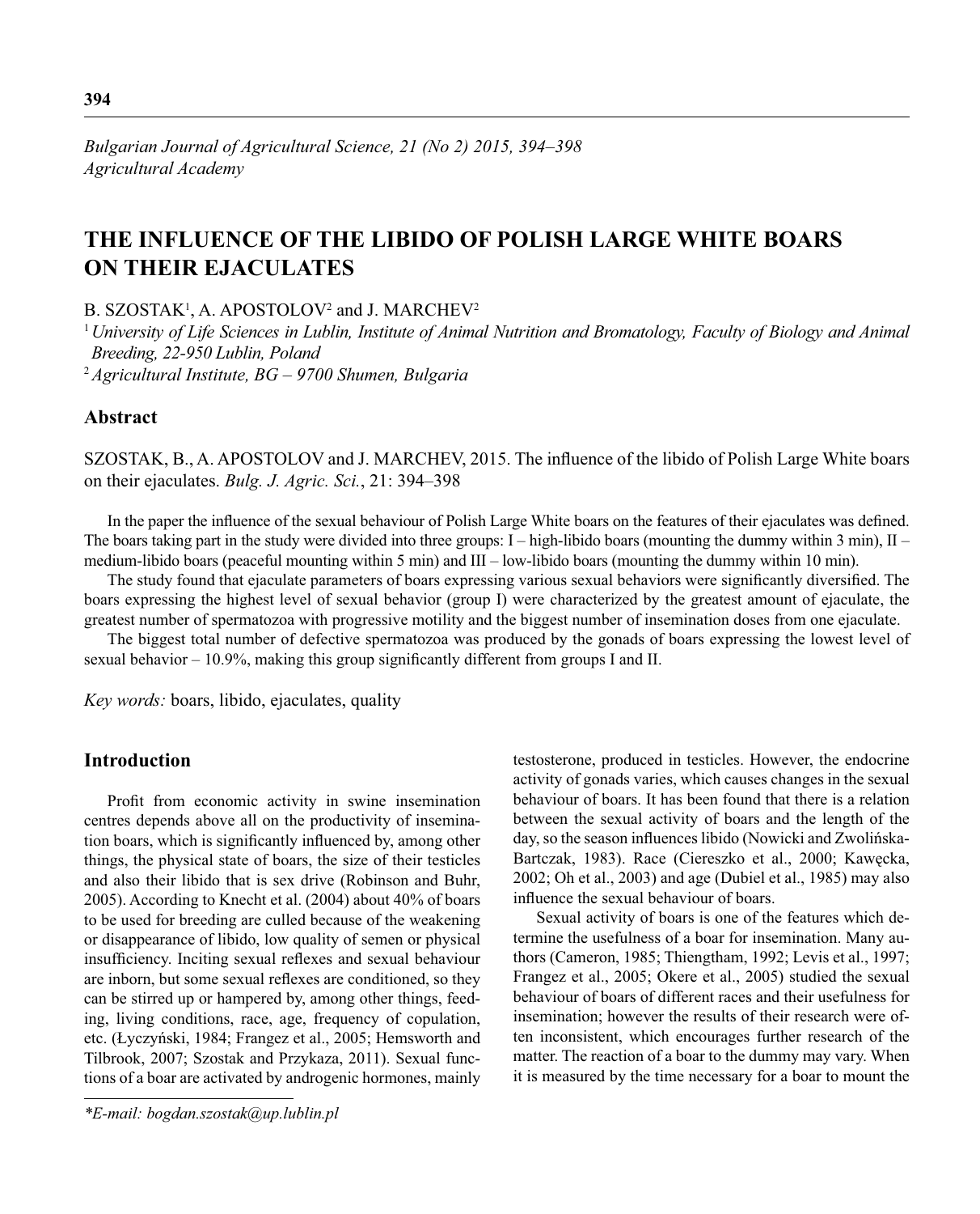*Bulgarian Journal of Agricultural Science, 21 (No 2) 2015, 394–398*
*Agricultural Academy*

# THE INFLUENCE OF THE LIBIDO OF POLISH LARGE WHITE BOARS ON THEIR EJACULATES

B. SZOSTAK[1], A. APOSTOLOV[2] and J. MARCHEV[2]

[1] *University of Life Sciences in Lublin, Institute of Animal Nutrition and Bromatology, Faculty of Biology and Animal Breeding, 22-950 Lublin, Poland*
[2] *Agricultural Institute, BG – 9700 Shumen, Bulgaria*

## Abstract

SZOSTAK, B., A. APOSTOLOV and J. MARCHEV, 2015. The influence of the libido of Polish Large White boars on their ejaculates. *Bulg. J. Agric. Sci.*, 21: 394–398

In the paper the influence of the sexual behaviour of Polish Large White boars on the features of their ejaculates was defined. The boars taking part in the study were divided into three groups: I – high-libido boars (mounting the dummy within 3 min), II – medium-libido boars (peaceful mounting within 5 min) and III – low-libido boars (mounting the dummy within 10 min).

The study found that ejaculate parameters of boars expressing various sexual behaviors were significantly diversified. The boars expressing the highest level of sexual behavior (group I) were characterized by the greatest amount of ejaculate, the greatest number of spermatozoa with progressive motility and the biggest number of insemination doses from one ejaculate.

The biggest total number of defective spermatozoa was produced by the gonads of boars expressing the lowest level of sexual behavior – 10.9%, making this group significantly different from groups I and II.

*Key words:* boars, libido, ejaculates, quality

## Introduction

Profit from economic activity in swine insemination centres depends above all on the productivity of insemination boars, which is significantly influenced by, among other things, the physical state of boars, the size of their testicles and also their libido that is sex drive (Robinson and Buhr, 2005). According to Knecht et al. (2004) about 40% of boars to be used for breeding are culled because of the weakening or disappearance of libido, low quality of semen or physical insufficiency. Inciting sexual reflexes and sexual behaviour are inborn, but some sexual reflexes are conditioned, so they can be stirred up or hampered by, among other things, feeding, living conditions, race, age, frequency of copulation, etc. (Łyczyński, 1984; Frangez et al., 2005; Hemsworth and Tilbrook, 2007; Szostak and Przykaza, 2011). Sexual functions of a boar are activated by androgenic hormones, mainly testosterone, produced in testicles. However, the endocrine activity of gonads varies, which causes changes in the sexual behaviour of boars. It has been found that there is a relation between the sexual activity of boars and the length of the day, so the season influences libido (Nowicki and Zwolińska-Bartczak, 1983). Race (Ciereszko et al., 2000; Kawęcka, 2002; Oh et al., 2003) and age (Dubiel et al., 1985) may also influence the sexual behaviour of boars.

Sexual activity of boars is one of the features which determine the usefulness of a boar for insemination. Many authors (Cameron, 1985; Thiengtham, 1992; Levis et al., 1997; Frangez et al., 2005; Okere et al., 2005) studied the sexual behaviour of boars of different races and their usefulness for insemination; however the results of their research were often inconsistent, which encourages further research of the matter. The reaction of a boar to the dummy may vary. When it is measured by the time necessary for a boar to mount the

*E-mail: bogdan.szostak@up.lublin.pl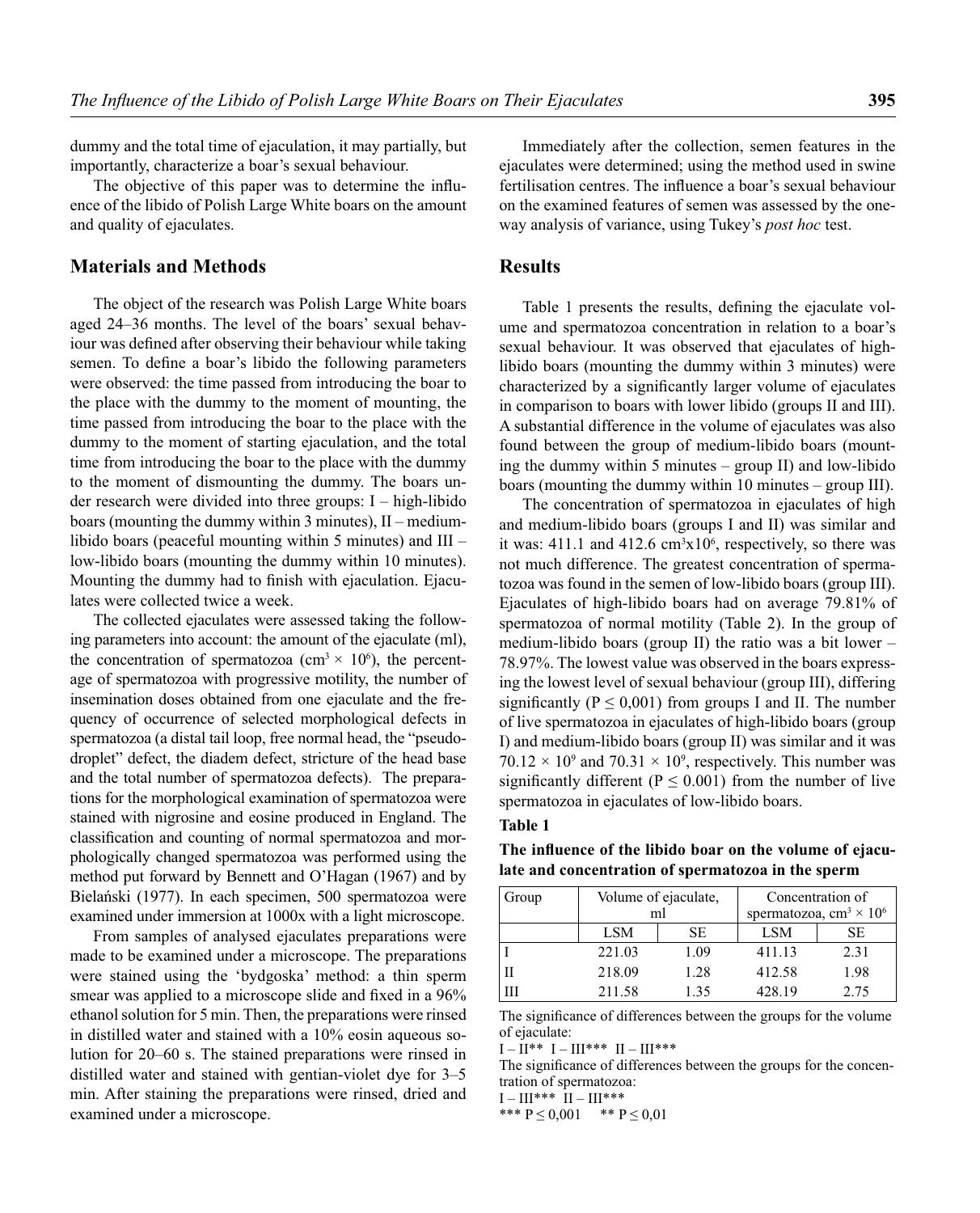dummy and the total time of ejaculation, it may partially, but importantly, characterize a boar's sexual behaviour.

The objective of this paper was to determine the influence of the libido of Polish Large White boars on the amount and quality of ejaculates.

## Materials and Methods

The object of the research was Polish Large White boars aged 24–36 months. The level of the boars' sexual behaviour was defined after observing their behaviour while taking semen. To define a boar's libido the following parameters were observed: the time passed from introducing the boar to the place with the dummy to the moment of mounting, the time passed from introducing the boar to the place with the dummy to the moment of starting ejaculation, and the total time from introducing the boar to the place with the dummy to the moment of dismounting the dummy. The boars under research were divided into three groups: I – high-libido boars (mounting the dummy within 3 minutes), II – medium-libido boars (peaceful mounting within 5 minutes) and III – low-libido boars (mounting the dummy within 10 minutes). Mounting the dummy had to finish with ejaculation. Ejaculates were collected twice a week.

The collected ejaculates were assessed taking the following parameters into account: the amount of the ejaculate (ml), the concentration of spermatozoa ($cm^3 \times 10^6$), the percentage of spermatozoa with progressive motility, the number of insemination doses obtained from one ejaculate and the frequency of occurrence of selected morphological defects in spermatozoa (a distal tail loop, free normal head, the "pseudo-droplet" defect, the diadem defect, stricture of the head base and the total number of spermatozoa defects). The preparations for the morphological examination of spermatozoa were stained with nigrosine and eosine produced in England. The classification and counting of normal spermatozoa and morphologically changed spermatozoa was performed using the method put forward by Bennett and O'Hagan (1967) and by Bielański (1977). In each specimen, 500 spermatozoa were examined under immersion at 1000x with a light microscope.

From samples of analysed ejaculates preparations were made to be examined under a microscope. The preparations were stained using the 'bydgoska' method: a thin sperm smear was applied to a microscope slide and fixed in a 96% ethanol solution for 5 min. Then, the preparations were rinsed in distilled water and stained with a 10% eosin aqueous solution for 20–60 s. The stained preparations were rinsed in distilled water and stained with gentian-violet dye for 3–5 min. After staining the preparations were rinsed, dried and examined under a microscope.

Immediately after the collection, semen features in the ejaculates were determined; using the method used in swine fertilisation centres. The influence a boar's sexual behaviour on the examined features of semen was assessed by the one-way analysis of variance, using Tukey's *post hoc* test.

## Results

Table 1 presents the results, defining the ejaculate volume and spermatozoa concentration in relation to a boar's sexual behaviour. It was observed that ejaculates of high-libido boars (mounting the dummy within 3 minutes) were characterized by a significantly larger volume of ejaculates in comparison to boars with lower libido (groups II and III). A substantial difference in the volume of ejaculates was also found between the group of medium-libido boars (mounting the dummy within 5 minutes – group II) and low-libido boars (mounting the dummy within 10 minutes – group III).

The concentration of spermatozoa in ejaculates of high and medium-libido boars (groups I and II) was similar and it was: 411.1 and 412.6 $cm^3 x 10^6$, respectively, so there was not much difference. The greatest concentration of spermatozoa was found in the semen of low-libido boars (group III). Ejaculates of high-libido boars had on average 79.81% of spermatozoa of normal motility (Table 2). In the group of medium-libido boars (group II) the ratio was a bit lower – 78.97%. The lowest value was observed in the boars expressing the lowest level of sexual behaviour (group III), differing significantly ($P \leq 0,001$) from groups I and II. The number of live spermatozoa in ejaculates of high-libido boars (group I) and medium-libido boars (group II) was similar and it was $70.12 \times 10^9$ and $70.31 \times 10^9$, respectively. This number was significantly different ($P \leq 0.001$) from the number of live spermatozoa in ejaculates of low-libido boars.

**Table 1**

**The influence of the libido boar on the volume of ejaculate and concentration of spermatozoa in the sperm**

| Group | Volume of ejaculate, ml | | Concentration of spermatozoa, $cm^3 \times 10^6$ | |
|---|---|---|---|---|
| | LSM | SE | LSM | SE |
| I | 221.03 | 1.09 | 411.13 | 2.31 |
| II | 218.09 | 1.28 | 412.58 | 1.98 |
| III | 211.58 | 1.35 | 428.19 | 2.75 |

The significance of differences between the groups for the volume of ejaculate:
I – II** I – III*** II – III***
The significance of differences between the groups for the concentration of spermatozoa:
I – III*** II – III***
*** $P \leq 0,001$ ** $P \leq 0,01$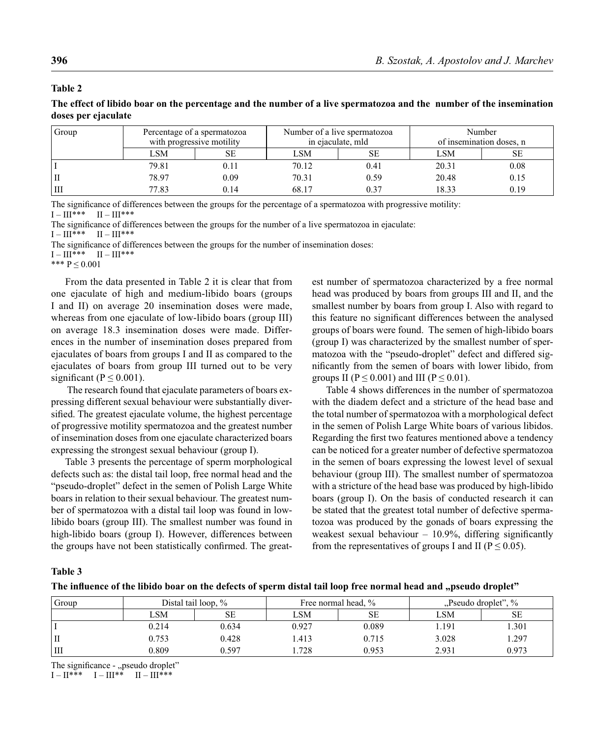**Table 2**

**The effect of libido boar on the percentage and the number of a live spermatozoa and the number of the insemination doses per ejaculate**

| Group | Percentage of a spermatozoa with progressive motility | | Number of a live spermatozoa in ejaculate, mld | | Number of insemination doses, n | |
|---|---|---|---|---|---|---|
| | LSM | SE | LSM | SE | LSM | SE |
| I | 79.81 | 0.11 | 70.12 | 0.41 | 20.31 | 0.08 |
| II | 78.97 | 0.09 | 70.31 | 0.59 | 20.48 | 0.15 |
| III | 77.83 | 0.14 | 68.17 | 0.37 | 18.33 | 0.19 |

The significance of differences between the groups for the percentage of a spermatozoa with progressive motility:
I – III*** II – III***
The significance of differences between the groups for the number of a live spermatozoa in ejaculate:
I – III*** II – III***
The significance of differences between the groups for the number of insemination doses:
I – III*** II – III***
*** $P \leq 0.001$

From the data presented in Table 2 it is clear that from one ejaculate of high and medium-libido boars (groups I and II) on average 20 insemination doses were made, whereas from one ejaculate of low-libido boars (group III) on average 18.3 insemination doses were made. Differences in the number of insemination doses prepared from ejaculates of boars from groups I and II as compared to the ejaculates of boars from group III turned out to be very significant ($P \leq 0.001$).

The research found that ejaculate parameters of boars expressing different sexual behaviour were substantially diversified. The greatest ejaculate volume, the highest percentage of progressive motility spermatozoa and the greatest number of insemination doses from one ejaculate characterized boars expressing the strongest sexual behaviour (group I).

Table 3 presents the percentage of sperm morphological defects such as: the distal tail loop, free normal head and the "pseudo-droplet" defect in the semen of Polish Large White boars in relation to their sexual behaviour. The greatest number of spermatozoa with a distal tail loop was found in low-libido boars (group III). The smallest number was found in high-libido boars (group I). However, differences between the groups have not been statistically confirmed. The greatest number of spermatozoa characterized by a free normal head was produced by boars from groups III and II, and the smallest number by boars from group I. Also with regard to this feature no significant differences between the analysed groups of boars were found. The semen of high-libido boars (group I) was characterized by the smallest number of spermatozoa with the "pseudo-droplet" defect and differed significantly from the semen of boars with lower libido, from groups II ($P \leq 0.001$) and III ($P \leq 0.01$).

Table 4 shows differences in the number of spermatozoa with the diadem defect and a stricture of the head base and the total number of spermatozoa with a morphological defect in the semen of Polish Large White boars of various libidos. Regarding the first two features mentioned above a tendency can be noticed for a greater number of defective spermatozoa in the semen of boars expressing the lowest level of sexual behaviour (group III). The smallest number of spermatozoa with a stricture of the head base was produced by high-libido boars (group I). On the basis of conducted research it can be stated that the greatest total number of defective spermatozoa was produced by the gonads of boars expressing the weakest sexual behaviour – 10.9%, differing significantly from the representatives of groups I and II ($P \leq 0.05$).

**Table 3**

**The influence of the libido boar on the defects of sperm distal tail loop free normal head and „pseudo droplet"**

| Group | Distal tail loop, % | | Free normal head, % | | „Pseudo droplet", % | |
|---|---|---|---|---|---|---|
| | LSM | SE | LSM | SE | LSM | SE |
| I | 0.214 | 0.634 | 0.927 | 0.089 | 1.191 | 1.301 |
| II | 0.753 | 0.428 | 1.413 | 0.715 | 3.028 | 1.297 |
| III | 0.809 | 0.597 | 1.728 | 0.953 | 2.931 | 0.973 |

The significance - „pseudo droplet"
I – II*** I – III** II – III***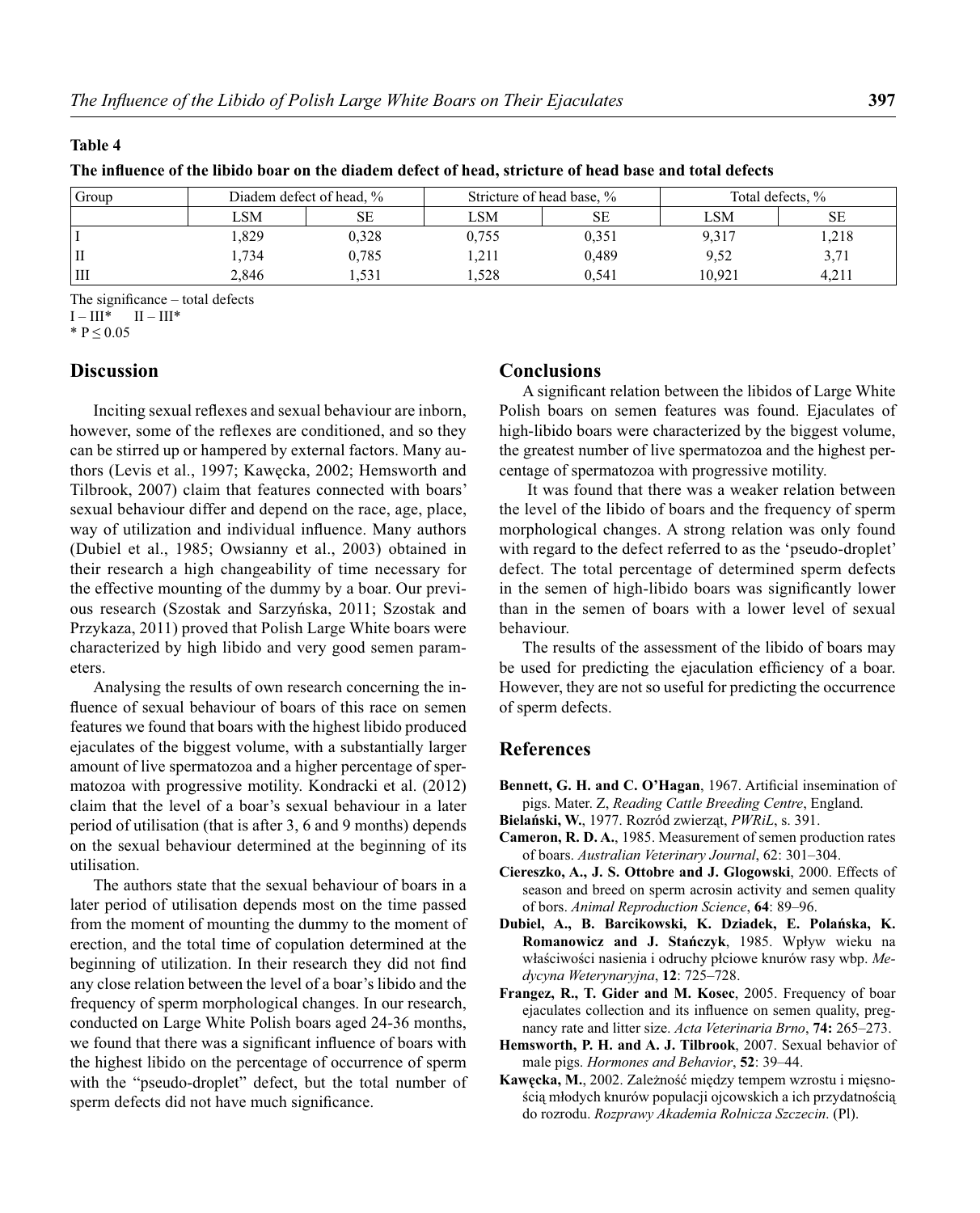**Table 4**

**The influence of the libido boar on the diadem defect of head, stricture of head base and total defects**

| Group | Diadem defect of head, % | | Stricture of head base, % | | Total defects, % | |
|---|---|---|---|---|---|---|
| | LSM | SE | LSM | SE | LSM | SE |
| I | 1,829 | 0,328 | 0,755 | 0,351 | 9,317 | 1,218 |
| II | 1,734 | 0,785 | 1,211 | 0,489 | 9,52 | 3,71 |
| III | 2,846 | 1,531 | 1,528 | 0,541 | 10,921 | 4,211 |

The significance – total defects
I – III*  II – III*
* $P \leq 0.05$

## Discussion

Inciting sexual reflexes and sexual behaviour are inborn, however, some of the reflexes are conditioned, and so they can be stirred up or hampered by external factors. Many authors (Levis et al., 1997; Kawęcka, 2002; Hemsworth and Tilbrook, 2007) claim that features connected with boars' sexual behaviour differ and depend on the race, age, place, way of utilization and individual influence. Many authors (Dubiel et al., 1985; Owsianny et al., 2003) obtained in their research a high changeability of time necessary for the effective mounting of the dummy by a boar. Our previous research (Szostak and Sarzyńska, 2011; Szostak and Przykaza, 2011) proved that Polish Large White boars were characterized by high libido and very good semen parameters.

Analysing the results of own research concerning the influence of sexual behaviour of boars of this race on semen features we found that boars with the highest libido produced ejaculates of the biggest volume, with a substantially larger amount of live spermatozoa and a higher percentage of spermatozoa with progressive motility. Kondracki et al. (2012) claim that the level of a boar's sexual behaviour in a later period of utilisation (that is after 3, 6 and 9 months) depends on the sexual behaviour determined at the beginning of its utilisation.

The authors state that the sexual behaviour of boars in a later period of utilisation depends most on the time passed from the moment of mounting the dummy to the moment of erection, and the total time of copulation determined at the beginning of utilization. In their research they did not find any close relation between the level of a boar's libido and the frequency of sperm morphological changes. In our research, conducted on Large White Polish boars aged 24-36 months, we found that there was a significant influence of boars with the highest libido on the percentage of occurrence of sperm with the "pseudo-droplet" defect, but the total number of sperm defects did not have much significance.

## Conclusions

A significant relation between the libidos of Large White Polish boars on semen features was found. Ejaculates of high-libido boars were characterized by the biggest volume, the greatest number of live spermatozoa and the highest percentage of spermatozoa with progressive motility.

It was found that there was a weaker relation between the level of the libido of boars and the frequency of sperm morphological changes. A strong relation was only found with regard to the defect referred to as the 'pseudo-droplet' defect. The total percentage of determined sperm defects in the semen of high-libido boars was significantly lower than in the semen of boars with a lower level of sexual behaviour.

The results of the assessment of the libido of boars may be used for predicting the ejaculation efficiency of a boar. However, they are not so useful for predicting the occurrence of sperm defects.

## References

**Bennett, G. H. and C. O'Hagan**, 1967. Artificial insemination of pigs. Mater. Z, *Reading Cattle Breeding Centre*, England.

**Bielański, W.**, 1977. Rozród zwierząt, *PWRiL*, s. 391.

**Cameron, R. D. A.**, 1985. Measurement of semen production rates of boars. *Australian Veterinary Journal*, 62: 301–304.

**Ciereszko, A., J. S. Ottobre and J. Glogowski**, 2000. Effects of season and breed on sperm acrosin activity and semen quality of bors. *Animal Reproduction Science*, **64**: 89–96.

**Dubiel, A., B. Barcikowski, K. Dziadek, E. Polańska, K. Romanowicz and J. Stańczyk**, 1985. Wpływ wieku na właściwości nasienia i odruchy płciowe knurów rasy wbp. *Medycyna Weterynaryjna*, **12**: 725–728.

**Frangez, R., T. Gider and M. Kosec**, 2005. Frequency of boar ejaculates collection and its influence on semen quality, pregnancy rate and litter size. *Acta Veterinaria Brno*, **74:** 265–273.

**Hemsworth, P. H. and A. J. Tilbrook**, 2007. Sexual behavior of male pigs. *Hormones and Behavior*, **52**: 39–44.

**Kawęcka, M.**, 2002. Zależność między tempem wzrostu i mięsnością młodych knurów populacji ojcowskich a ich przydatnością do rozrodu. *Rozprawy Akademia Rolnicza Szczecin*. (Pl).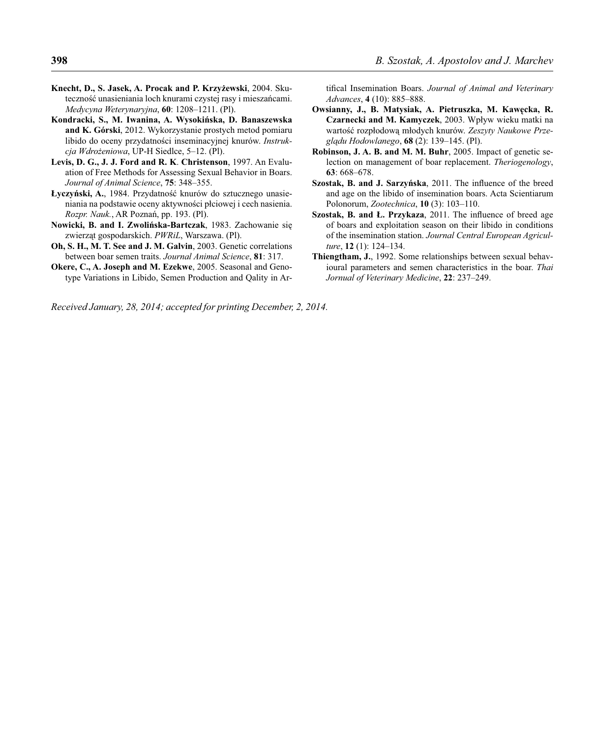**Knecht, D., S. Jasek, A. Procak and P. Krzyżewski**, 2004. Skuteczność unasieniania loch knurami czystej rasy i mieszańcami. *Medycyna Weterynaryjna*, **60**: 1208–1211. (Pl).

**Kondracki, S., M. Iwanina, A. Wysokińska, D. Banaszewska and K. Górski**, 2012. Wykorzystanie prostych metod pomiaru libido do oceny przydatności inseminacyjnej knurów. *Instrukcja Wdrożeniowa*, UP-H Siedlce, 5–12. (Pl).

**Levis, D. G., J. J. Ford and R. K. Christenson**, 1997. An Evaluation of Free Methods for Assessing Sexual Behavior in Boars. *Journal of Animal Science*, **75**: 348–355.

**Łyczyński, A.**, 1984. Przydatność knurów do sztucznego unasieniania na podstawie oceny aktywności płciowej i cech nasienia. *Rozpr. Nauk.*, AR Poznań, pp. 193. (Pl).

**Nowicki, B. and I. Zwolińska-Bartczak**, 1983. Zachowanie się zwierząt gospodarskich. *PWRiL*, Warszawa. (Pl).

**Oh, S. H., M. T. See and J. M. Galvin**, 2003. Genetic correlations between boar semen traits. *Journal Animal Science*, **81**: 317.

**Okere, C., A. Joseph and M. Ezekwe**, 2005. Seasonal and Genotype Variations in Libido, Semen Production and Qality in Artifical Insemination Boars. *Journal of Animal and Veterinary Advances*, **4** (10): 885–888.

**Owsianny, J., B. Matysiak, A. Pietruszka, M. Kawęcka, R. Czarnecki and M. Kamyczek**, 2003. Wpływ wieku matki na wartość rozpłodową młodych knurów. *Zeszyty Naukowe Przeglądu Hodowlanego*, **68** (2): 139–145. (Pl).

**Robinson, J. A. B. and M. M. Buhr**, 2005. Impact of genetic selection on management of boar replacement. *Theriogenology*, **63**: 668–678.

**Szostak, B. and J. Sarzyńska**, 2011. The influence of the breed and age on the libido of insemination boars. Acta Scientiarum Polonorum, *Zootechnica*, **10** (3): 103–110.

**Szostak, B. and Ł. Przykaza**, 2011. The influence of breed age of boars and exploitation season on their libido in conditions of the insemination station. *Journal Central European Agriculture*, **12** (1): 124–134.

**Thiengtham, J.**, 1992. Some relationships between sexual behavioural parameters and semen characteristics in the boar. *Thai Jornual of Veterinary Medicine*, **22**: 237–249.

*Received January, 28, 2014; accepted for printing December, 2, 2014.*